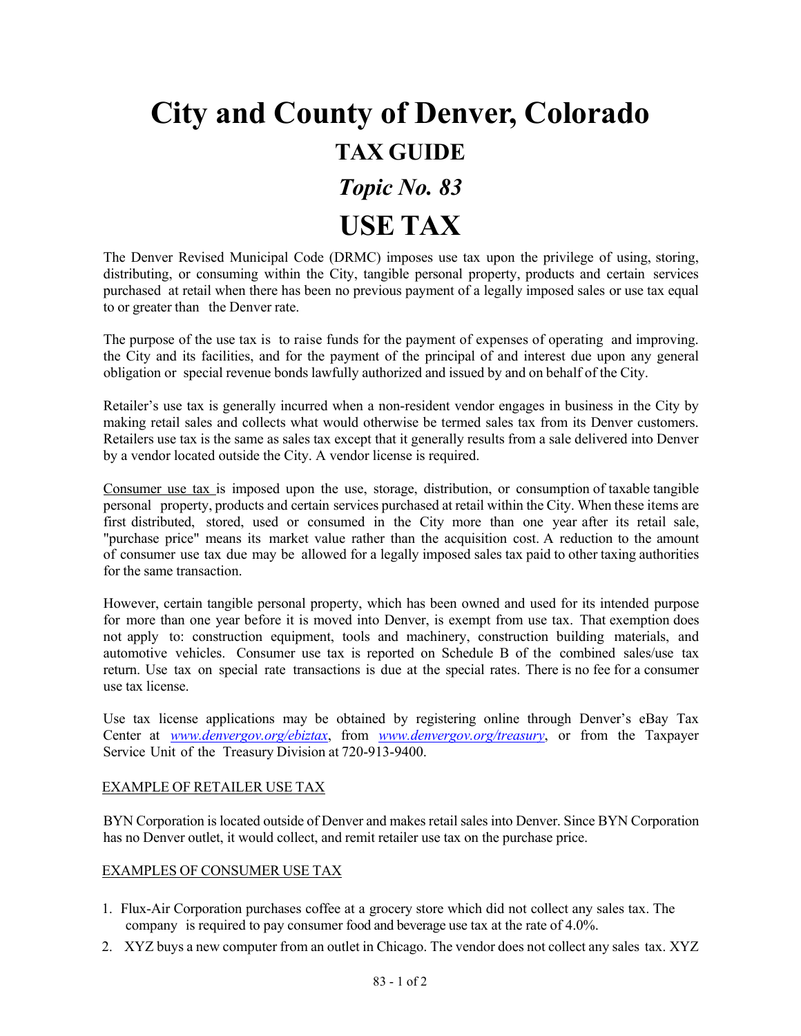# City and County of Denver, Colorado

## TAX GUIDE

## *Topic No. 83*

# USE TAX

The Denver Revised Municipal Code (DRMC) imposes use tax upon the privilege of using, storing, distributing, or consuming within the City, tangible personal property, products and certain services purchased at retail when there has been no previous payment of a legally imposed sales or use tax equal to or greater than the Denver rate.

The purpose of the use tax is to raise funds for the payment of expenses of operating and improving. the City and its facilities, and for the payment of the principal of and interest due upon any general obligation or special revenue bonds lawfully authorized and issued by and on behalf of the City.

Retailer's use tax is generally incurred when a non-resident vendor engages in business in the City by making retail sales and collects what would otherwise be termed sales tax from its Denver customers. Retailers use tax is the same as sales tax except that it generally results from a sale delivered into Denver by a vendor located outside the City. A vendor license is required.

Consumer use tax is imposed upon the use, storage, distribution, or consumption of taxable tangible personal property, products and certain services purchased at retail within the City. When these items are first distributed, stored, used or consumed in the City more than one year after its retail sale, "purchase price" means its market value rather than the acquisition cost. A reduction to the amount of consumer use tax due may be allowed for a legally imposed sales tax paid to other taxing authorities for the same transaction.

However, certain tangible personal property, which has been owned and used for its intended purpose for more than one year before it is moved into Denver, is exempt from use tax. That exemption does not apply to: construction equipment, tools and machinery, construction building materials, and automotive vehicles. Consumer use tax is reported on Schedule B of the combined sales/use tax return. Use tax on special rate transactions is due at the special rates. There is no fee for a consumer use tax license.

Use tax license applications may be obtained by registering online through Denver's eBay Tax Center at *www.denvergov.org/ebiztax*, from *www.denvergov.org/treasury*, or from the Taxpayer Service Unit of the Treasury Division at 720-913-9400.

EXAMPLE OF RETAILER USE TAX

BYN Corporation is located outside of Denver and makes retail sales into Denver. Since BYN Corporation has no Denver outlet, it would collect, and remit retailer use tax on the purchase price.

EXAMPLES OF CONSUMER USE TAX

1. Flux-Air Corporation purchases coffee at a grocery store which did not collect any sales tax. The company is required to pay consumer food and beverage use tax at the rate of 4.0%.
2. XYZ buys a new computer from an outlet in Chicago. The vendor does not collect any sales tax. XYZ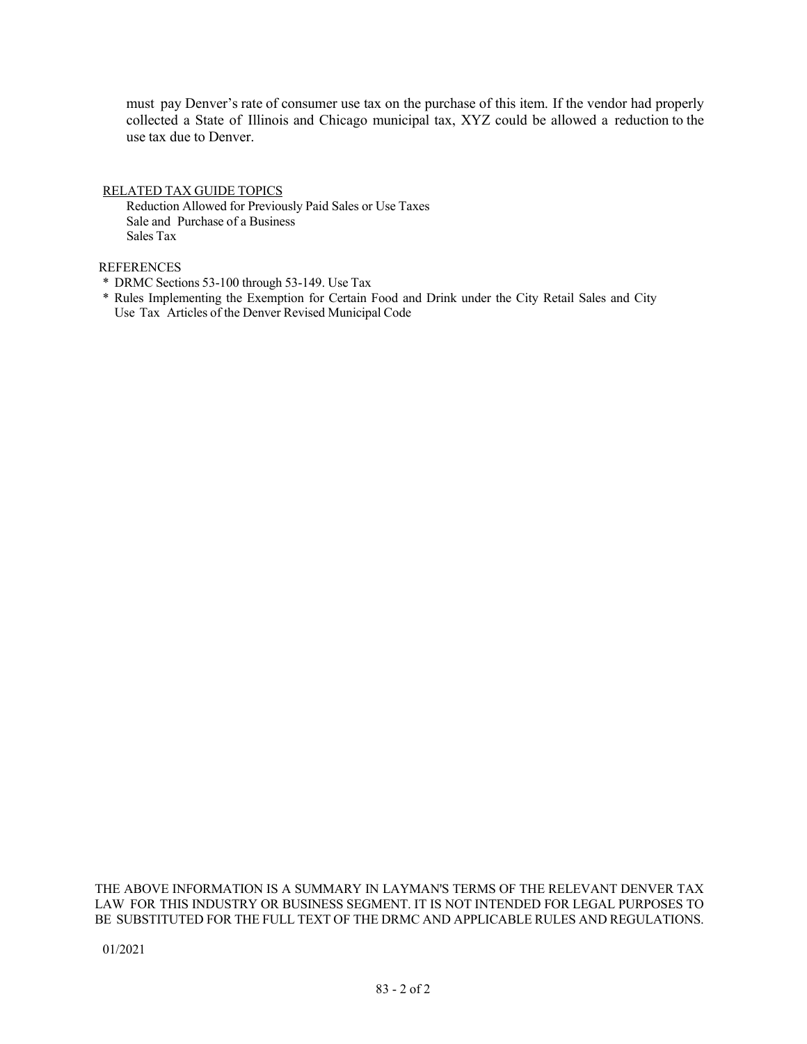must pay Denver's rate of consumer use tax on the purchase of this item. If the vendor had properly collected a State of Illinois and Chicago municipal tax, XYZ could be allowed a reduction to the use tax due to Denver.

RELATED TAX GUIDE TOPICS

Reduction Allowed for Previously Paid Sales or Use Taxes
Sale and Purchase of a Business
Sales Tax

REFERENCES

* DRMC Sections 53-100 through 53-149. Use Tax
* Rules Implementing the Exemption for Certain Food and Drink under the City Retail Sales and City Use Tax Articles of the Denver Revised Municipal Code

THE ABOVE INFORMATION IS A SUMMARY IN LAYMAN'S TERMS OF THE RELEVANT DENVER TAX LAW FOR THIS INDUSTRY OR BUSINESS SEGMENT. IT IS NOT INTENDED FOR LEGAL PURPOSES TO BE SUBSTITUTED FOR THE FULL TEXT OF THE DRMC AND APPLICABLE RULES AND REGULATIONS.

01/2021